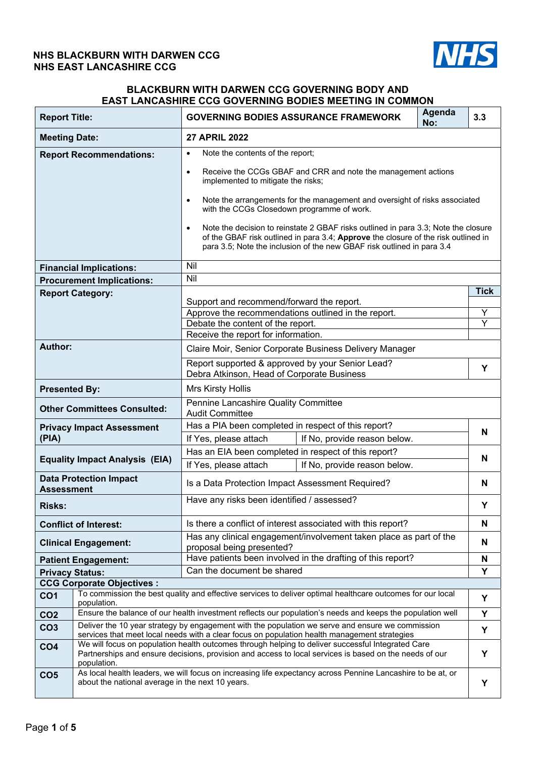**NHS BLACKBURN WITH DARWEN CCG**
**NHS EAST LANCASHIRE CCG**

NHS

## BLACKBURN WITH DARWEN CCG GOVERNING BODY AND EAST LANCASHIRE CCG GOVERNING BODIES MEETING IN COMMON

| | | | |
|---|---|---|---|
| **Report Title:** | **GOVERNING BODIES ASSURANCE FRAMEWORK** | **Agenda No:** | **3.3** |
| **Meeting Date:** | **27 APRIL 2022** | | |
| **Report Recommendations:** | • Note the contents of the report;<br>• Receive the CCGs GBAF and CRR and note the management actions implemented to mitigate the risks;<br>• Note the arrangements for the management and oversight of risks associated with the CCGs Closedown programme of work.<br>• Note the decision to reinstate 2 GBAF risks outlined in para 3.3; Note the closure of the GBAF risk outlined in para 3.4; **Approve** the closure of the risk outlined in para 3.5; Note the inclusion of the new GBAF risk outlined in para 3.4 | | |
| **Financial Implications:** | Nil | | |
| **Procurement Implications:** | Nil | | |
| **Report Category:** | | | **Tick** |
| | Support and recommend/forward the report. | | |
| | Approve the recommendations outlined in the report. | | Y |
| | Debate the content of the report. | | Y |
| | Receive the report for information. | | |
| **Author:** | Claire Moir, Senior Corporate Business Delivery Manager | | |
| | Report supported & approved by your Senior Lead?<br>Debra Atkinson, Head of Corporate Business | | Y |
| **Presented By:** | Mrs Kirsty Hollis | | |
| **Other Committees Consulted:** | Pennine Lancashire Quality Committee<br>Audit Committee | | |
| **Privacy Impact Assessment (PIA)** | Has a PIA been completed in respect of this report? | | N |
| | If Yes, please attach | If No, provide reason below. | |
| **Equality Impact Analysis (EIA)** | Has an EIA been completed in respect of this report? | | N |
| | If Yes, please attach | If No, provide reason below. | |
| **Data Protection Impact Assessment** | Is a Data Protection Impact Assessment Required? | | N |
| **Risks:** | Have any risks been identified / assessed? | | Y |
| **Conflict of Interest:** | Is there a conflict of interest associated with this report? | | N |
| **Clinical Engagement:** | Has any clinical engagement/involvement taken place as part of the proposal being presented? | | N |
| **Patient Engagement:** | Have patients been involved in the drafting of this report? | | N |
| **Privacy Status:** | Can the document be shared | | Y |

| **CCG Corporate Objectives :** | | |
|---|---|---|
| **CO1** | To commission the best quality and effective services to deliver optimal healthcare outcomes for our local population. | Y |
| **CO2** | Ensure the balance of our health investment reflects our population's needs and keeps the population well | Y |
| **CO3** | Deliver the 10 year strategy by engagement with the population we serve and ensure we commission services that meet local needs with a clear focus on population health management strategies | Y |
| **CO4** | We will focus on population health outcomes through helping to deliver successful Integrated Care Partnerships and ensure decisions, provision and access to local services is based on the needs of our population. | Y |
| **CO5** | As local health leaders, we will focus on increasing life expectancy across Pennine Lancashire to be at, or about the national average in the next 10 years. | Y |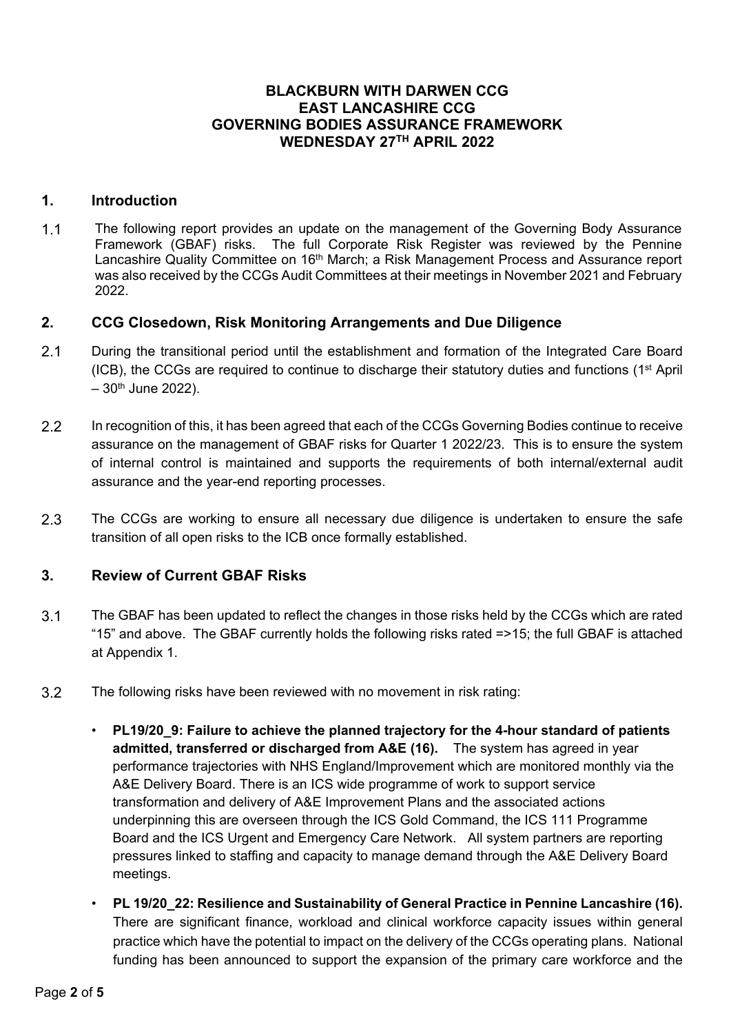**BLACKBURN WITH DARWEN CCG**
**EAST LANCASHIRE CCG**
**GOVERNING BODIES ASSURANCE FRAMEWORK**
**WEDNESDAY 27TH APRIL 2022**

## 1. Introduction

1.1 The following report provides an update on the management of the Governing Body Assurance Framework (GBAF) risks. The full Corporate Risk Register was reviewed by the Pennine Lancashire Quality Committee on 16th March; a Risk Management Process and Assurance report was also received by the CCGs Audit Committees at their meetings in November 2021 and February 2022.

## 2. CCG Closedown, Risk Monitoring Arrangements and Due Diligence

2.1 During the transitional period until the establishment and formation of the Integrated Care Board (ICB), the CCGs are required to continue to discharge their statutory duties and functions (1st April – 30th June 2022).

2.2 In recognition of this, it has been agreed that each of the CCGs Governing Bodies continue to receive assurance on the management of GBAF risks for Quarter 1 2022/23. This is to ensure the system of internal control is maintained and supports the requirements of both internal/external audit assurance and the year-end reporting processes.

2.3 The CCGs are working to ensure all necessary due diligence is undertaken to ensure the safe transition of all open risks to the ICB once formally established.

## 3. Review of Current GBAF Risks

3.1 The GBAF has been updated to reflect the changes in those risks held by the CCGs which are rated "15" and above. The GBAF currently holds the following risks rated =>15; the full GBAF is attached at Appendix 1.

3.2 The following risks have been reviewed with no movement in risk rating:

- **PL19/20_9: Failure to achieve the planned trajectory for the 4-hour standard of patients admitted, transferred or discharged from A&E (16).** The system has agreed in year performance trajectories with NHS England/Improvement which are monitored monthly via the A&E Delivery Board. There is an ICS wide programme of work to support service transformation and delivery of A&E Improvement Plans and the associated actions underpinning this are overseen through the ICS Gold Command, the ICS 111 Programme Board and the ICS Urgent and Emergency Care Network. All system partners are reporting pressures linked to staffing and capacity to manage demand through the A&E Delivery Board meetings.
- **PL 19/20_22: Resilience and Sustainability of General Practice in Pennine Lancashire (16).** There are significant finance, workload and clinical workforce capacity issues within general practice which have the potential to impact on the delivery of the CCGs operating plans. National funding has been announced to support the expansion of the primary care workforce and the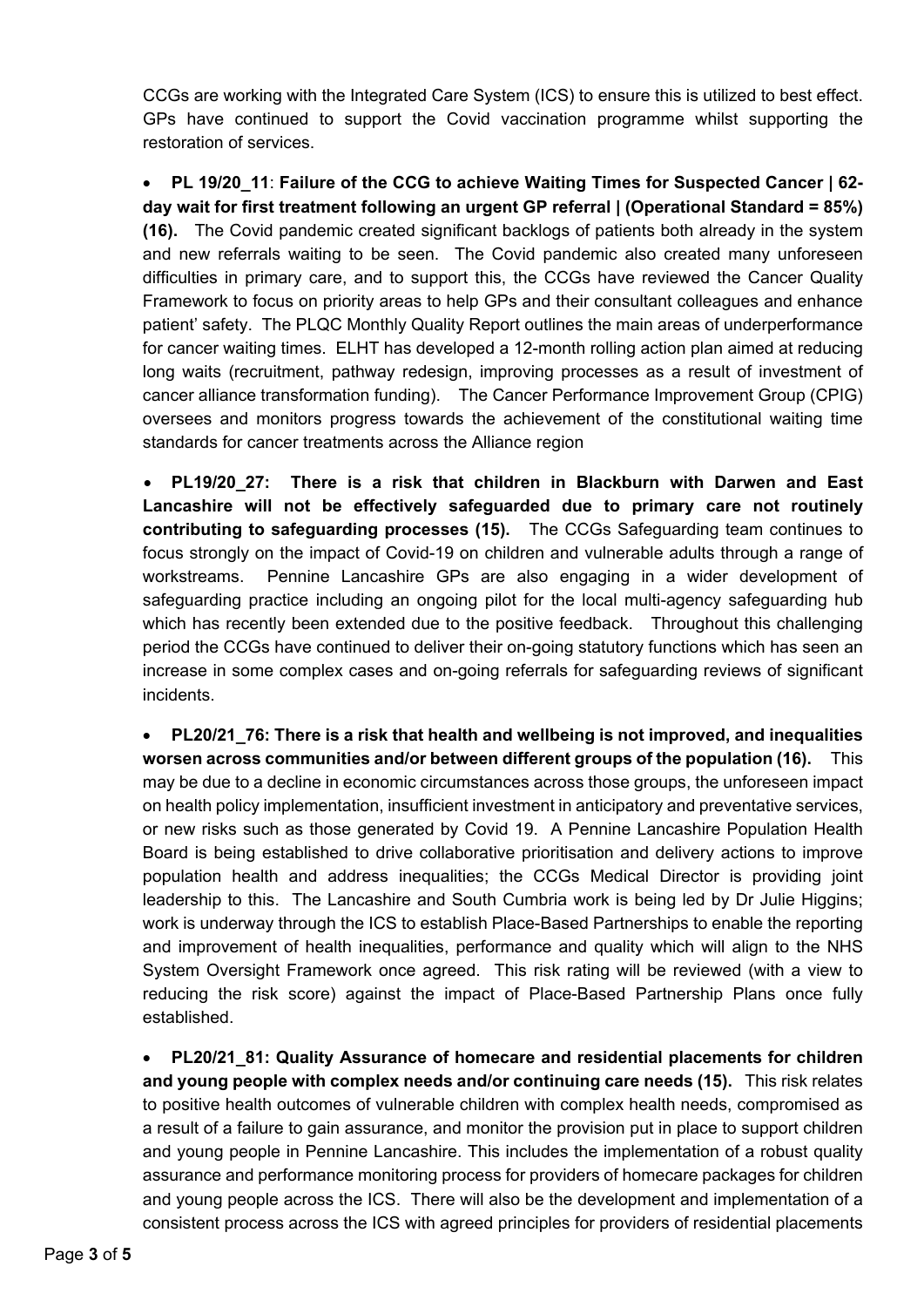CCGs are working with the Integrated Care System (ICS) to ensure this is utilized to best effect. GPs have continued to support the Covid vaccination programme whilst supporting the restoration of services.

- **PL 19/20_11**: **Failure of the CCG to achieve Waiting Times for Suspected Cancer | 62-day wait for first treatment following an urgent GP referral | (Operational Standard = 85%) (16).** The Covid pandemic created significant backlogs of patients both already in the system and new referrals waiting to be seen. The Covid pandemic also created many unforeseen difficulties in primary care, and to support this, the CCGs have reviewed the Cancer Quality Framework to focus on priority areas to help GPs and their consultant colleagues and enhance patient' safety. The PLQC Monthly Quality Report outlines the main areas of underperformance for cancer waiting times. ELHT has developed a 12-month rolling action plan aimed at reducing long waits (recruitment, pathway redesign, improving processes as a result of investment of cancer alliance transformation funding). The Cancer Performance Improvement Group (CPIG) oversees and monitors progress towards the achievement of the constitutional waiting time standards for cancer treatments across the Alliance region

- **PL19/20_27: There is a risk that children in Blackburn with Darwen and East Lancashire will not be effectively safeguarded due to primary care not routinely contributing to safeguarding processes (15).** The CCGs Safeguarding team continues to focus strongly on the impact of Covid-19 on children and vulnerable adults through a range of workstreams. Pennine Lancashire GPs are also engaging in a wider development of safeguarding practice including an ongoing pilot for the local multi-agency safeguarding hub which has recently been extended due to the positive feedback. Throughout this challenging period the CCGs have continued to deliver their on-going statutory functions which has seen an increase in some complex cases and on-going referrals for safeguarding reviews of significant incidents.

- **PL20/21_76: There is a risk that health and wellbeing is not improved, and inequalities worsen across communities and/or between different groups of the population (16).** This may be due to a decline in economic circumstances across those groups, the unforeseen impact on health policy implementation, insufficient investment in anticipatory and preventative services, or new risks such as those generated by Covid 19. A Pennine Lancashire Population Health Board is being established to drive collaborative prioritisation and delivery actions to improve population health and address inequalities; the CCGs Medical Director is providing joint leadership to this. The Lancashire and South Cumbria work is being led by Dr Julie Higgins; work is underway through the ICS to establish Place-Based Partnerships to enable the reporting and improvement of health inequalities, performance and quality which will align to the NHS System Oversight Framework once agreed. This risk rating will be reviewed (with a view to reducing the risk score) against the impact of Place-Based Partnership Plans once fully established.

- **PL20/21_81: Quality Assurance of homecare and residential placements for children and young people with complex needs and/or continuing care needs (15).** This risk relates to positive health outcomes of vulnerable children with complex health needs, compromised as a result of a failure to gain assurance, and monitor the provision put in place to support children and young people in Pennine Lancashire. This includes the implementation of a robust quality assurance and performance monitoring process for providers of homecare packages for children and young people across the ICS. There will also be the development and implementation of a consistent process across the ICS with agreed principles for providers of residential placements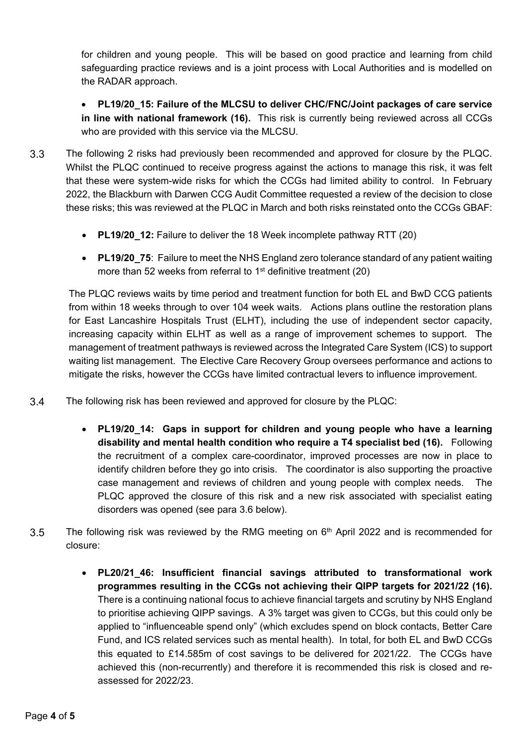for children and young people. This will be based on good practice and learning from child safeguarding practice reviews and is a joint process with Local Authorities and is modelled on the RADAR approach.

- **PL19/20_15: Failure of the MLCSU to deliver CHC/FNC/Joint packages of care service in line with national framework (16).** This risk is currently being reviewed across all CCGs who are provided with this service via the MLCSU.

3.3 The following 2 risks had previously been recommended and approved for closure by the PLQC. Whilst the PLQC continued to receive progress against the actions to manage this risk, it was felt that these were system-wide risks for which the CCGs had limited ability to control. In February 2022, the Blackburn with Darwen CCG Audit Committee requested a review of the decision to close these risks; this was reviewed at the PLQC in March and both risks reinstated onto the CCGs GBAF:

- **PL19/20_12:** Failure to deliver the 18 Week incomplete pathway RTT (20)
- **PL19/20_75**: Failure to meet the NHS England zero tolerance standard of any patient waiting more than 52 weeks from referral to 1st definitive treatment (20)

The PLQC reviews waits by time period and treatment function for both EL and BwD CCG patients from within 18 weeks through to over 104 week waits. Actions plans outline the restoration plans for East Lancashire Hospitals Trust (ELHT), including the use of independent sector capacity, increasing capacity within ELHT as well as a range of improvement schemes to support. The management of treatment pathways is reviewed across the Integrated Care System (ICS) to support waiting list management. The Elective Care Recovery Group oversees performance and actions to mitigate the risks, however the CCGs have limited contractual levers to influence improvement.

3.4 The following risk has been reviewed and approved for closure by the PLQC:

- **PL19/20_14: Gaps in support for children and young people who have a learning disability and mental health condition who require a T4 specialist bed (16).** Following the recruitment of a complex care-coordinator, improved processes are now in place to identify children before they go into crisis. The coordinator is also supporting the proactive case management and reviews of children and young people with complex needs. The PLQC approved the closure of this risk and a new risk associated with specialist eating disorders was opened (see para 3.6 below).

3.5 The following risk was reviewed by the RMG meeting on 6th April 2022 and is recommended for closure:

- **PL20/21_46: Insufficient financial savings attributed to transformational work programmes resulting in the CCGs not achieving their QIPP targets for 2021/22 (16).** There is a continuing national focus to achieve financial targets and scrutiny by NHS England to prioritise achieving QIPP savings. A 3% target was given to CCGs, but this could only be applied to "influenceable spend only" (which excludes spend on block contacts, Better Care Fund, and ICS related services such as mental health). In total, for both EL and BwD CCGs this equated to £14.585m of cost savings to be delivered for 2021/22. The CCGs have achieved this (non-recurrently) and therefore it is recommended this risk is closed and re-assessed for 2022/23.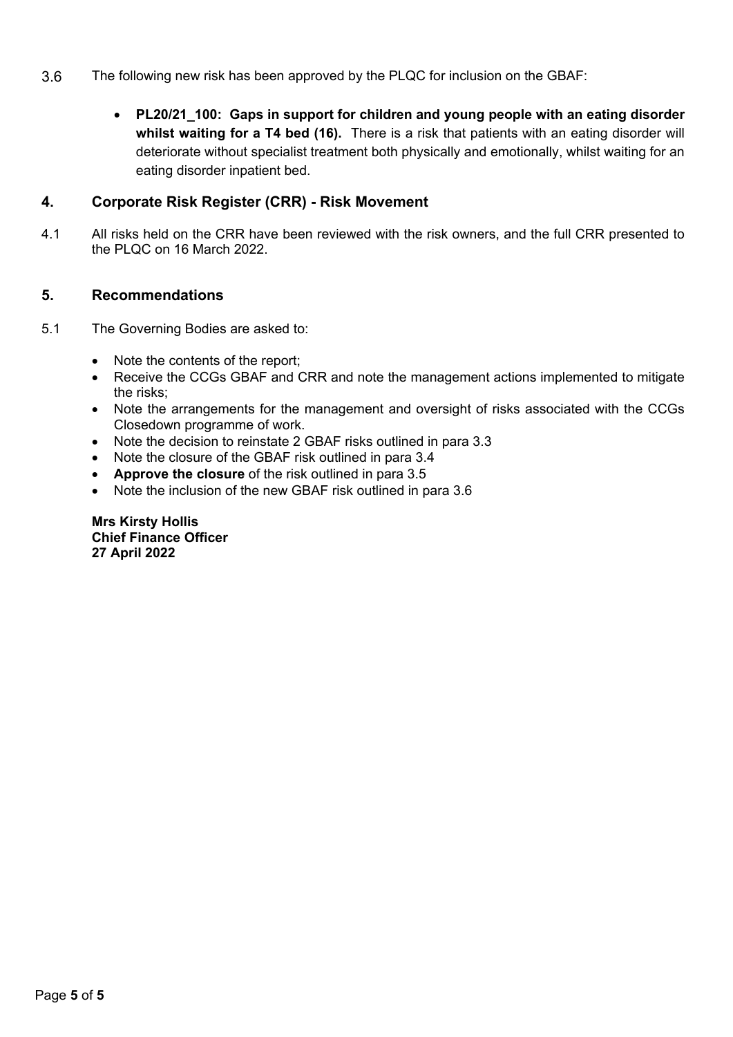3.6 The following new risk has been approved by the PLQC for inclusion on the GBAF:

- **PL20/21_100: Gaps in support for children and young people with an eating disorder whilst waiting for a T4 bed (16).** There is a risk that patients with an eating disorder will deteriorate without specialist treatment both physically and emotionally, whilst waiting for an eating disorder inpatient bed.

## 4. Corporate Risk Register (CRR) - Risk Movement

4.1 All risks held on the CRR have been reviewed with the risk owners, and the full CRR presented to the PLQC on 16 March 2022.

## 5. Recommendations

5.1 The Governing Bodies are asked to:

- Note the contents of the report;
- Receive the CCGs GBAF and CRR and note the management actions implemented to mitigate the risks;
- Note the arrangements for the management and oversight of risks associated with the CCGs Closedown programme of work.
- Note the decision to reinstate 2 GBAF risks outlined in para 3.3
- Note the closure of the GBAF risk outlined in para 3.4
- **Approve the closure** of the risk outlined in para 3.5
- Note the inclusion of the new GBAF risk outlined in para 3.6

**Mrs Kirsty Hollis**
**Chief Finance Officer**
**27 April 2022**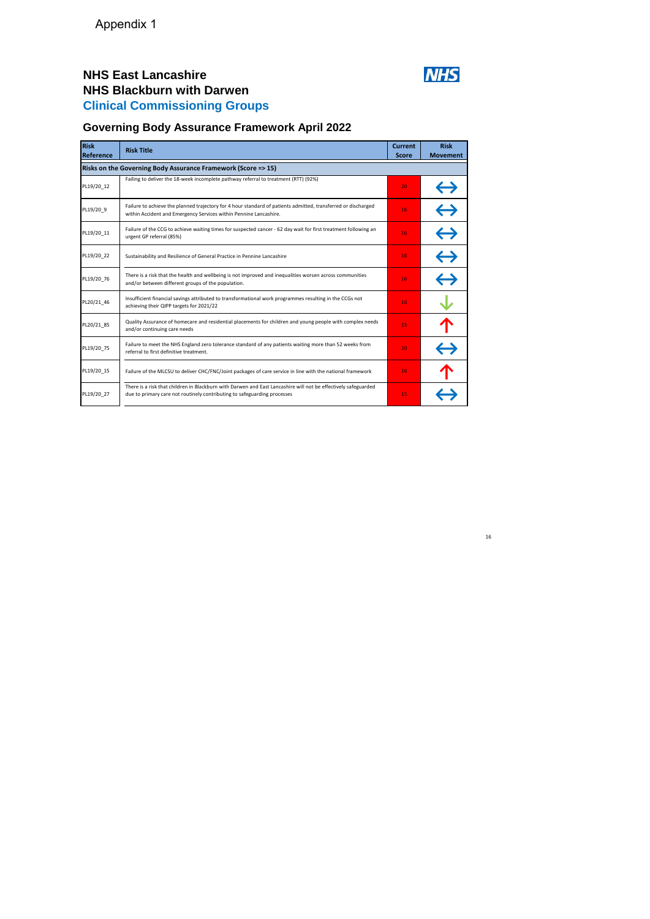Appendix 1

## NHS East Lancashire
## NHS Blackburn with Darwen
## Clinical Commissioning Groups

## Governing Body Assurance Framework April 2022

| Risk Reference | Risk Title | Current Score | Risk Movement |
|---|---|---|---|
| **Risks on the Governing Body Assurance Framework (Score => 15)** | | | |
| PL19/20_12 | Failing to deliver the 18-week incomplete pathway referral to treatment (RTT) (92%) | 20 | ↔ |
| PL19/20_9 | Failure to achieve the planned trajectory for 4 hour standard of patients admitted, transferred or discharged within Accident and Emergency Services within Pennine Lancashire. | 16 | ↔ |
| PL19/20_11 | Failure of the CCG to achieve waiting times for suspected cancer - 62 day wait for first treatment following an urgent GP referral (85%) | 16 | ↔ |
| PL19/20_22 | Sustainability and Resilience of General Practice in Pennine Lancashire | 16 | ↔ |
| PL19/20_76 | There is a risk that the health and wellbeing is not improved and inequalities worsen across communities and/or between different groups of the population. | 16 | ↔ |
| PL20/21_46 | Insufficient financial savings attributed to transformational work programmes resulting in the CCGs not achieving their QIPP targets for 2021/22 | 16 | ↓ |
| PL20/21_85 | Quality Assurance of homecare and residential placements for children and young people with complex needs and/or continuing care needs | 15 | ↑ |
| PL19/20_75 | Failure to meet the NHS England zero tolerance standard of any patients waiting more than 52 weeks from referral to first definitive treatment. | 20 | ↔ |
| PL19/20_15 | Failure of the MLCSU to deliver CHC/FNC/Joint packages of care service in line with the national framework | 16 | ↑ |
| PL19/20_27 | There is a risk that children in Blackburn with Darwen and East Lancashire will not be effectively safeguarded due to primary care not routinely contributing to safeguarding processes | 15 | ↔ |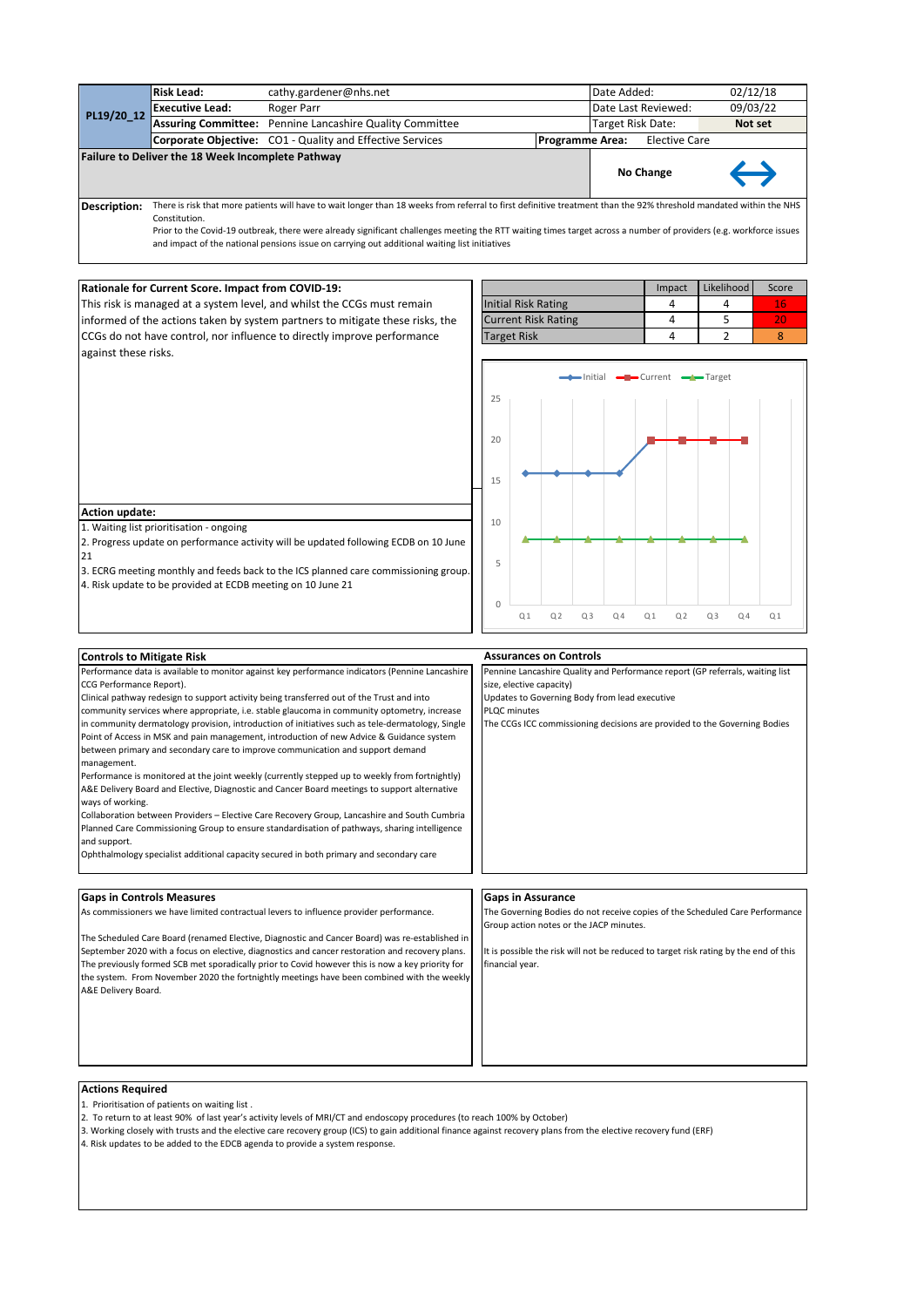| PL19/20_12 | Risk Lead: | cathy.gardener@nhs.net | Date Added: | 02/12/18 |
|---|---|---|---|---|
| | Executive Lead: | Roger Parr | Date Last Reviewed: | 09/03/22 |
| | Assuring Committee: | Pennine Lancashire Quality Committee | Target Risk Date: | Not set |
| | Corporate Objective: | CO1 - Quality and Effective Services | Programme Area: | Elective Care |

**Failure to Deliver the 18 Week Incomplete Pathway**

**No Change** ↔

**Description:** There is risk that more patients will have to wait longer than 18 weeks from referral to first definitive treatment than the 92% threshold mandated within the NHS Constitution.
Prior to the Covid-19 outbreak, there were already significant challenges meeting the RTT waiting times target across a number of providers (e.g. workforce issues and impact of the national pensions issue on carrying out additional waiting list initiatives

**Rationale for Current Score. Impact from COVID-19:**
This risk is managed at a system level, and whilst the CCGs must remain informed of the actions taken by system partners to mitigate these risks, the CCGs do not have control, nor influence to directly improve performance against these risks.

| | Impact | Likelihood | Score |
|---|---|---|---|
| Initial Risk Rating | 4 | 4 | 16 |
| Current Risk Rating | 4 | 5 | 20 |
| Target Risk | 4 | 2 | 8 |

| Quarter | Initial | Current | Target |
|---|---|---|---|
| Q1 | 16 | | 8 |
| Q2 | 16 | | 8 |
| Q3 | 16 | | 8 |
| Q4 | 16 | | 8 |
| Q1 | 20 | 20 | 8 |
| Q2 | | 20 | 8 |
| Q3 | | 20 | 8 |
| Q4 | | 20 | 8 |
| Q1 | | | |

**Action update:**
1. Waiting list prioritisation - ongoing
2. Progress update on performance activity will be updated following ECDB on 10 June 21
3. ECRG meeting monthly and feeds back to the ICS planned care commissioning group.
4. Risk update to be provided at ECDB meeting on 10 June 21

**Controls to Mitigate Risk**

Performance data is available to monitor against key performance indicators (Pennine Lancashire CCG Performance Report).
Clinical pathway redesign to support activity being transferred out of the Trust and into community services where appropriate, i.e. stable glaucoma in community optometry, increase in community dermatology provision, introduction of initiatives such as tele-dermatology, Single Point of Access in MSK and pain management, introduction of new Advice & Guidance system between primary and secondary care to improve communication and support demand management.
Performance is monitored at the joint weekly (currently stepped up to weekly from fortnightly) A&E Delivery Board and Elective, Diagnostic and Cancer Board meetings to support alternative ways of working.
Collaboration between Providers – Elective Care Recovery Group, Lancashire and South Cumbria Planned Care Commissioning Group to ensure standardisation of pathways, sharing intelligence and support.
Ophthalmology specialist additional capacity secured in both primary and secondary care

**Assurances on Controls**

Pennine Lancashire Quality and Performance report (GP referrals, waiting list size, elective capacity)
Updates to Governing Body from lead executive
PLQC minutes
The CCGs ICC commissioning decisions are provided to the Governing Bodies

**Gaps in Controls Measures**

As commissioners we have limited contractual levers to influence provider performance.

The Scheduled Care Board (renamed Elective, Diagnostic and Cancer Board) was re-established in September 2020 with a focus on elective, diagnostics and cancer restoration and recovery plans. The previously formed SCB met sporadically prior to Covid however this is now a key priority for the system. From November 2020 the fortnightly meetings have been combined with the weekly A&E Delivery Board.

**Gaps in Assurance**

The Governing Bodies do not receive copies of the Scheduled Care Performance Group action notes or the JACP minutes.

It is possible the risk will not be reduced to target risk rating by the end of this financial year.

**Actions Required**

1. Prioritisation of patients on waiting list .
2. To return to at least 90% of last year's activity levels of MRI/CT and endoscopy procedures (to reach 100% by October)
3. Working closely with trusts and the elective care recovery group (ICS) to gain additional finance against recovery plans from the elective recovery fund (ERF)
4. Risk updates to be added to the EDCB agenda to provide a system response.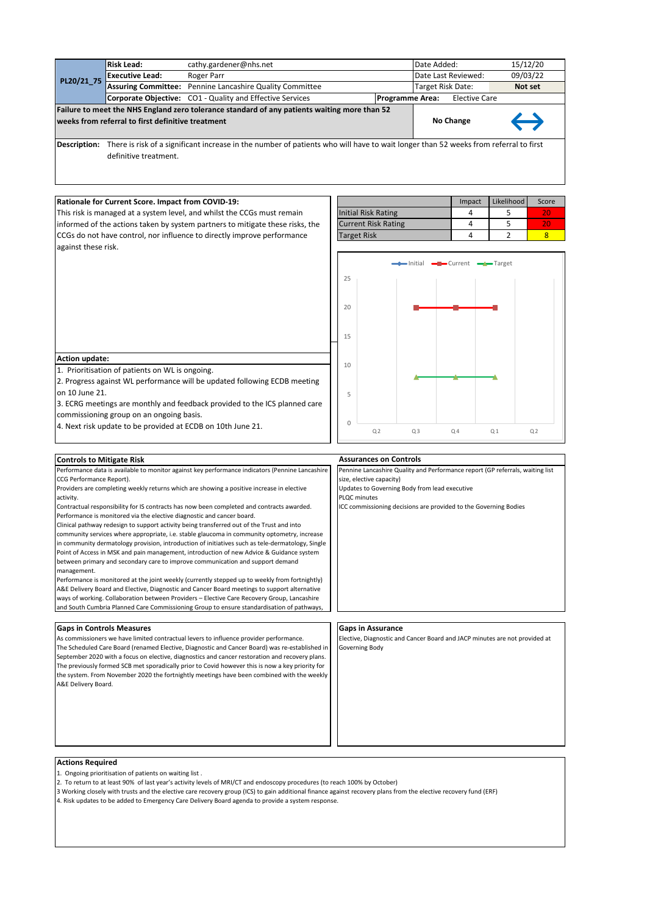| PL20/21_75 | Risk Lead: | cathy.gardener@nhs.net | Date Added: | 15/12/20 |
|---|---|---|---|---|
| | Executive Lead: | Roger Parr | Date Last Reviewed: | 09/03/22 |
| | Assuring Committee: | Pennine Lancashire Quality Committee | Target Risk Date: | Not set |
| | Corporate Objective: | CO1 - Quality and Effective Services | Programme Area: | Elective Care |

**Failure to meet the NHS England zero tolerance standard of any patients waiting more than 52 weeks from referral to first definitive treatment**

**No Change** ↔

**Description:** There is risk of a significant increase in the number of patients who will have to wait longer than 52 weeks from referral to first definitive treatment.

**Rationale for Current Score. Impact from COVID-19:**

This risk is managed at a system level, and whilst the CCGs must remain informed of the actions taken by system partners to mitigate these risks, the CCGs do not have control, nor influence to directly improve performance against these risk.

| | Impact | Likelihood | Score |
|---|---|---|---|
| Initial Risk Rating | 4 | 5 | 20 |
| Current Risk Rating | 4 | 5 | 20 |
| Target Risk | 4 | 2 | 8 |

**Action update:**

1. Prioritisation of patients on WL is ongoing.
2. Progress against WL performance will be updated following ECDB meeting on 10 June 21.
3. ECRG meetings are monthly and feedback provided to the ICS planned care commissioning group on an ongoing basis.
4. Next risk update to be provided at ECDB on 10th June 21.

**Controls to Mitigate Risk**

Performance data is available to monitor against key performance indicators (Pennine Lancashire CCG Performance Report).
Providers are completing weekly returns which are showing a positive increase in elective activity.
Contractual responsibility for IS contracts has now been completed and contracts awarded.
Performance is monitored via the elective diagnostic and cancer board.
Clinical pathway redesign to support activity being transferred out of the Trust and into community services where appropriate, i.e. stable glaucoma in community optometry, increase in community dermatology provision, introduction of initiatives such as tele-dermatology, Single Point of Access in MSK and pain management, introduction of new Advice & Guidance system between primary and secondary care to improve communication and support demand management.
Performance is monitored at the joint weekly (currently stepped up to weekly from fortnightly) A&E Delivery Board and Elective, Diagnostic and Cancer Board meetings to support alternative ways of working. Collaboration between Providers – Elective Care Recovery Group, Lancashire and South Cumbria Planned Care Commissioning Group to ensure standardisation of pathways,

**Assurances on Controls**

Pennine Lancashire Quality and Performance report (GP referrals, waiting list size, elective capacity)
Updates to Governing Body from lead executive
PLQC minutes
ICC commissioning decisions are provided to the Governing Bodies

**Gaps in Controls Measures**

As commissioners we have limited contractual levers to influence provider performance.
The Scheduled Care Board (renamed Elective, Diagnostic and Cancer Board) was re-established in September 2020 with a focus on elective, diagnostics and cancer restoration and recovery plans.
The previously formed SCB met sporadically prior to Covid however this is now a key priority for the system. From November 2020 the fortnightly meetings have been combined with the weekly A&E Delivery Board.

**Gaps in Assurance**

Elective, Diagnostic and Cancer Board and JACP minutes are not provided at Governing Body

**Actions Required**

1. Ongoing prioritisation of patients on waiting list .
2. To return to at least 90% of last year's activity levels of MRI/CT and endoscopy procedures (to reach 100% by October)
3 Working closely with trusts and the elective care recovery group (ICS) to gain additional finance against recovery plans from the elective recovery fund (ERF)
4. Risk updates to be added to Emergency Care Delivery Board agenda to provide a system response.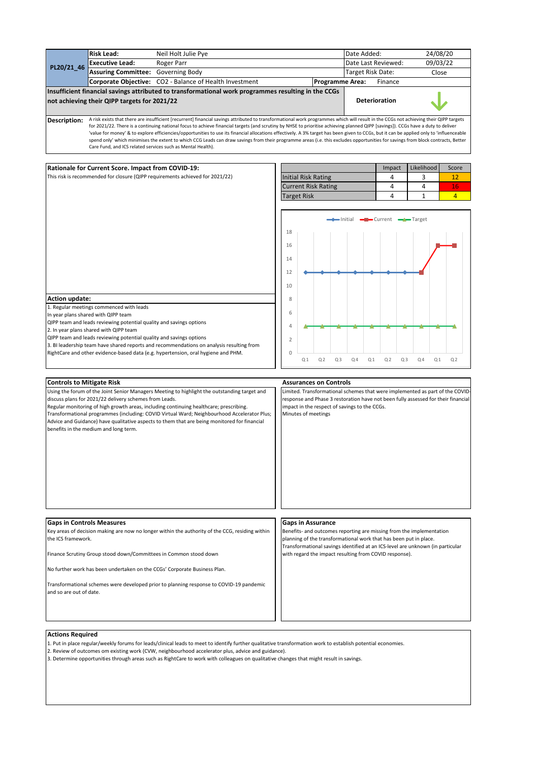| PL20/21_46 | **Risk Lead:** | Neil Holt Julie Pye | Date Added: | 24/08/20 |
|---|---|---|---|---|
| | **Executive Lead:** | Roger Parr | Date Last Reviewed: | 09/03/22 |
| | **Assuring Committee:** | Governing Body | Target Risk Date: | Close |
| | **Corporate Objective:** | CO2 - Balance of Health Investment | **Programme Area:** | Finance |

**Insufficient financial savings attributed to transformational work programmes resulting in the CCGs not achieving their QIPP targets for 2021/22**

**Deterioration**

**Description:** A risk exists that there are insufficient [recurrent] financial savings attributed to transformational work programmes which will result in the CCGs not achieving their QIPP targets for 2021/22. There is a continuing national focus to achieve financial targets (and scrutiny by NHSE to prioritise achieving planned QIPP [savings]). CCGs have a duty to deliver 'value for money' & to explore efficiencies/opportunities to use its financial allocations effectively. A 3% target has been given to CCGs, but it can be applied only to 'influenceable spend only' which minimises the extent to which CCG Leads can draw savings from their programme areas (i.e. this excludes opportunities for savings from block contracts, Better Care Fund, and ICS related services such as Mental Health).

## Rationale for Current Score. Impact from COVID-19:

This risk is recommended for closure (QIPP requirements achieved for 2021/22)

| | Impact | Likelihood | Score |
|---|---|---|---|
| Initial Risk Rating | 4 | 3 | 12 |
| Current Risk Rating | 4 | 4 | 16 |
| Target Risk | 4 | 1 | 4 |

| | Q1 | Q2 | Q3 | Q4 | Q1 | Q2 | Q3 | Q4 | Q1 | Q2 |
|---|---|---|---|---|---|---|---|---|---|---|
| Initial | 12 | 12 | 12 | 12 | 12 | 12 | 12 | | | |
| Current | | | | | | | | 12 | 16 | 16 |
| Target | 4 | 4 | 4 | 4 | 4 | 4 | 4 | 4 | 4 | 4 |

## Action update:

1. Regular meetings commenced with leads
In year plans shared with QIPP team
QIPP team and leads reviewing potential quality and savings options
2. In year plans shared with QIPP team
QIPP team and leads reviewing potential quality and savings options
3. BI leadership team have shared reports and recommendations on analysis resulting from RightCare and other evidence-based data (e.g. hypertension, oral hygiene and PHM.

## Controls to Mitigate Risk

Using the forum of the Joint Senior Managers Meeting to highlight the outstanding target and discuss plans for 2021/22 delivery schemes from Leads.
Regular monitoring of high growth areas, including continuing healthcare; prescribing.
Transformational programmes (including: COVID Virtual Ward; Neighbourhood Accelerator Plus; Advice and Guidance) have qualitative aspects to them that are being monitored for financial benefits in the medium and long term.

## Assurances on Controls

Limited. Transformational schemes that were implemented as part of the COVID-response and Phase 3 restoration have not been fully assessed for their financial impact in the respect of savings to the CCGs.
Minutes of meetings

## Gaps in Controls Measures

Key areas of decision making are now no longer within the authority of the CCG, residing within the ICS framework.

Finance Scrutiny Group stood down/Committees in Common stood down

No further work has been undertaken on the CCGs' Corporate Business Plan.

Transformational schemes were developed prior to planning response to COVID-19 pandemic and so are out of date.

## Gaps in Assurance

Benefits- and outcomes reporting are missing from the implementation planning of the transformational work that has been put in place.
Transformational savings identified at an ICS-level are unknown (in particular with regard the impact resulting from COVID response).

## Actions Required

1. Put in place regular/weekly forums for leads/clinical leads to meet to identify further qualitative transformation work to establish potential economies.
2. Review of outcomes om existing work (CVW, neighbourhood accelerator plus, advice and guidance).
3. Determine opportunities through areas such as RightCare to work with colleagues on qualitative changes that might result in savings.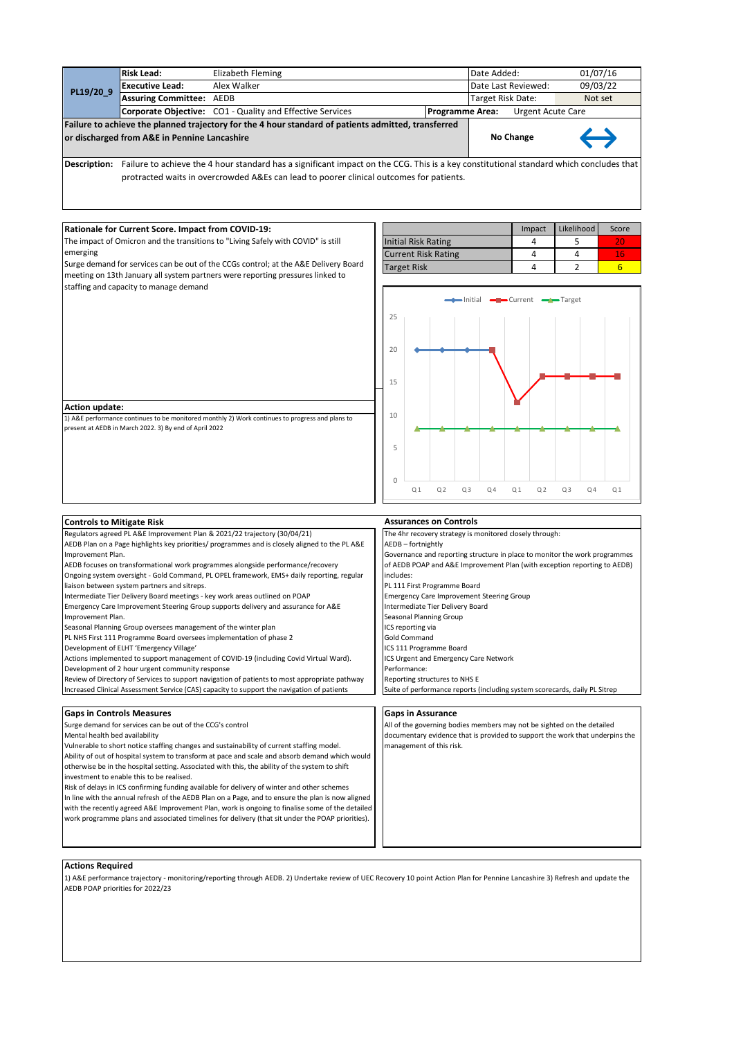| PL19/20_9 | Risk Lead: | Elizabeth Fleming | Date Added: | 01/07/16 |
|---|---|---|---|---|
| | Executive Lead: | Alex Walker | Date Last Reviewed: | 09/03/22 |
| | Assuring Committee: | AEDB | Target Risk Date: | Not set |
| | Corporate Objective: | CO1 - Quality and Effective Services | Programme Area: | Urgent Acute Care |

**Failure to achieve the planned trajectory for the 4 hour standard of patients admitted, transferred or discharged from A&E in Pennine Lancashire**

**No Change** ↔

**Description:** Failure to achieve the 4 hour standard has a significant impact on the CCG. This is a key constitutional standard which concludes that protracted waits in overcrowded A&Es can lead to poorer clinical outcomes for patients.

### Rationale for Current Score. Impact from COVID-19:

The impact of Omicron and the transitions to "Living Safely with COVID" is still emerging

Surge demand for services can be out of the CCGs control; at the A&E Delivery Board meeting on 13th January all system partners were reporting pressures linked to staffing and capacity to manage demand

| | Impact | Likelihood | Score |
|---|---|---|---|
| Initial Risk Rating | 4 | 5 | 20 |
| Current Risk Rating | 4 | 4 | 16 |
| Target Risk | 4 | 2 | 6 |

| | Q1 | Q2 | Q3 | Q4 | Q1 | Q2 | Q3 | Q4 | Q1 |
|---|---|---|---|---|---|---|---|---|---|
| Initial | 20 | 20 | 20 | 20 | | | | | |
| Current | | | | 20 | 12 | 16 | 16 | 16 | 16 |
| Target | 8 | 8 | 8 | 8 | 8 | 8 | 8 | 8 | 8 |

### Action update:

1) A&E performance continues to be monitored monthly 2) Work continues to progress and plans to present at AEDB in March 2022. 3) By end of April 2022

### Controls to Mitigate Risk

Regulators agreed PL A&E Improvement Plan & 2021/22 trajectory (30/04/21)
AEDB Plan on a Page highlights key priorities/ programmes and is closely aligned to the PL A&E Improvement Plan.
AEDB focuses on transformational work programmes alongside performance/recovery
Ongoing system oversight - Gold Command, PL OPEL framework, EMS+ daily reporting, regular liaison between system partners and sitreps.
Intermediate Tier Delivery Board meetings - key work areas outlined on POAP
Emergency Care Improvement Steering Group supports delivery and assurance for A&E Improvement Plan.
Seasonal Planning Group oversees management of the winter plan
PL NHS First 111 Programme Board oversees implementation of phase 2
Development of ELHT 'Emergency Village'
Actions implemented to support management of COVID-19 (including Covid Virtual Ward).
Development of 2 hour urgent community response
Review of Directory of Services to support navigation of patients to most appropriate pathway
Increased Clinical Assessment Service (CAS) capacity to support the navigation of patients

### Assurances on Controls

The 4hr recovery strategy is monitored closely through:
AEDB – fortnightly
Governance and reporting structure in place to monitor the work programmes of AEDB POAP and A&E Improvement Plan (with exception reporting to AEDB) includes:
PL 111 First Programme Board
Emergency Care Improvement Steering Group
Intermediate Tier Delivery Board
Seasonal Planning Group
ICS reporting via
Gold Command
ICS 111 Programme Board
ICS Urgent and Emergency Care Network
Performance:
Reporting structures to NHS E
Suite of performance reports (including system scorecards, daily PL Sitrep

### Gaps in Controls Measures

Surge demand for services can be out of the CCG's control
Mental health bed availability
Vulnerable to short notice staffing changes and sustainability of current staffing model.
Ability of out of hospital system to transform at pace and scale and absorb demand which would otherwise be in the hospital setting. Associated with this, the ability of the system to shift investment to enable this to be realised.
Risk of delays in ICS confirming funding available for delivery of winter and other schemes
In line with the annual refresh of the AEDB Plan on a Page, and to ensure the plan is now aligned with the recently agreed A&E Improvement Plan, work is ongoing to finalise some of the detailed work programme plans and associated timelines for delivery (that sit under the POAP priorities).

### Gaps in Assurance

All of the governing bodies members may not be sighted on the detailed documentary evidence that is provided to support the work that underpins the management of this risk.

### Actions Required

1) A&E performance trajectory - monitoring/reporting through AEDB. 2) Undertake review of UEC Recovery 10 point Action Plan for Pennine Lancashire 3) Refresh and update the AEDB POAP priorities for 2022/23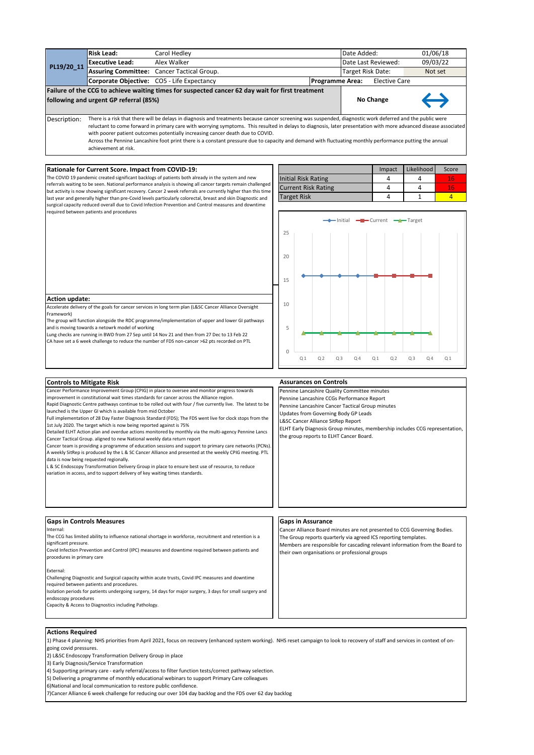| PL19/20_11 | **Risk Lead:** | Carol Hedley | Date Added: | 01/06/18 |
|---|---|---|---|---|
| | **Executive Lead:** | Alex Walker | Date Last Reviewed: | 09/03/22 |
| | **Assuring Committee:** | Cancer Tactical Group. | Target Risk Date: | Not set |
| | **Corporate Objective:** | CO5 - Life Expectancy | **Programme Area:** | Elective Care |

**Failure of the CCG to achieve waiting times for suspected cancer 62 day wait for first treatment following and urgent GP referral (85%)**

**No Change** ↔

Description: There is a risk that there will be delays in diagnosis and treatments because cancer screening was suspended, diagnostic work deferred and the public were reluctant to come forward in primary care with worrying symptoms. This resulted in delays to diagnosis, later presentation with more advanced disease associated with poorer patient outcomes potentially increasing cancer death due to COVID.
Across the Pennine Lancashire foot print there is a constant pressure due to capacity and demand with fluctuating monthly performance putting the annual achievement at risk.

## Rationale for Current Score. Impact from COVID-19:

The COVID 19 pandemic created significant backlogs of patients both already in the system and new referrals waiting to be seen. National performance analysis is showing all cancer targets remain challenged but activity is now showing significant recovery. Cancer 2 week referrals are currently higher than this time last year and generally higher than pre-Covid levels particularly colorectal, breast and skin Diagnostic and surgical capacity reduced overall due to Covid Infection Prevention and Control measures and downtime required between patients and procedures

| | Impact | Likelihood | Score |
|---|---|---|---|
| Initial Risk Rating | 4 | 4 | 16 |
| Current Risk Rating | 4 | 4 | 16 |
| Target Risk | 4 | 1 | 4 |

## Action update:

Accelerate delivery of the goals for cancer services in long term plan (L&SC Cancer Alliance Oversight Framework)
The group will function alongside the RDC programme/implementation of upper and lower GI pathways and is moving towards a netowrk model of working
Lung checks are running in BWD from 27 Sep until 14 Nov 21 and then from 27 Dec to 13 Feb 22
CA have set a 6 week challenge to reduce the number of FDS non-cancer >62 pts recorded on PTL

## Controls to Mitigate Risk

Cancer Performance Improvement Group (CPIG) in place to oversee and monitor progress towards improvement in constitutional wait times standards for cancer across the Alliance region.
Rapid Diagnostic Centre pathways continue to be rolled out with four / five currently live. The latest to be launched is the Upper GI which is available from mid October
Full implementation of 28 Day Faster Diagnosis Standard (FDS); The FDS went live for clock stops from the 1st July 2020. The target which is now being reported against is 75%
Detailed ELHT Action plan and overdue actions monitored by monthly via the multi-agency Pennine Lancs Cancer Tactical Group. aligned to new National weekly data return report
Cancer team is providing a programme of education sessions and support to primary care networks (PCNs).
A weekly SitRep is produced by the L & SC Cancer Alliance and presented at the weekly CPIG meeting. PTL data is now being requested regionally.
L & SC Endoscopy Transformation Delivery Group in place to ensure best use of resource, to reduce variation in access, and to support delivery of key waiting times standards.

## Assurances on Controls

Pennine Lancashire Quality Committee minutes
Pennine Lancashire CCGs Performance Report
Pennine Lancashire Cancer Tactical Group minutes
Updates from Governing Body GP Leads
L&SC Cancer Alliance SitRep Report
ELHT Early Diagnosis Group minutes, membership includes CCG representation, the group reports to ELHT Cancer Board.

## Gaps in Controls Measures

Internal:
The CCG has limited ability to influence national shortage in workforce, recruitment and retention is a significant pressure.
Covid Infection Prevention and Control (IPC) measures and downtime required between patients and procedures in primary care

External:
Challenging Diagnostic and Surgical capacity within acute trusts, Covid IPC measures and downtime required between patients and procedures.
Isolation periods for patients undergoing surgery, 14 days for major surgery, 3 days for small surgery and endoscopy procedures
Capacity & Access to Diagnostics including Pathology.

## Gaps in Assurance

Cancer Alliance Board minutes are not presented to CCG Governing Bodies.
The Group reports quarterly via agreed ICS reporting templates.
Members are responsible for cascading relevant information from the Board to their own organisations or professional groups

## Actions Required

1) Phase 4 planning: NHS priorities from April 2021, focus on recovery (enhanced system working). NHS reset campaign to look to recovery of staff and services in context of on-going covid pressures.
2) L&SC Endoscopy Transformation Delivery Group in place
3) Early Diagnosis/Service Transformation
4) Supporting primary care - early referral/access to filter function tests/correct pathway selection.
5) Delivering a programme of monthly educational webinars to support Primary Care colleagues
6)National and local communication to restore public confidence.
7)Cancer Alliance 6 week challenge for reducing our over 104 day backlog and the FDS over 62 day backlog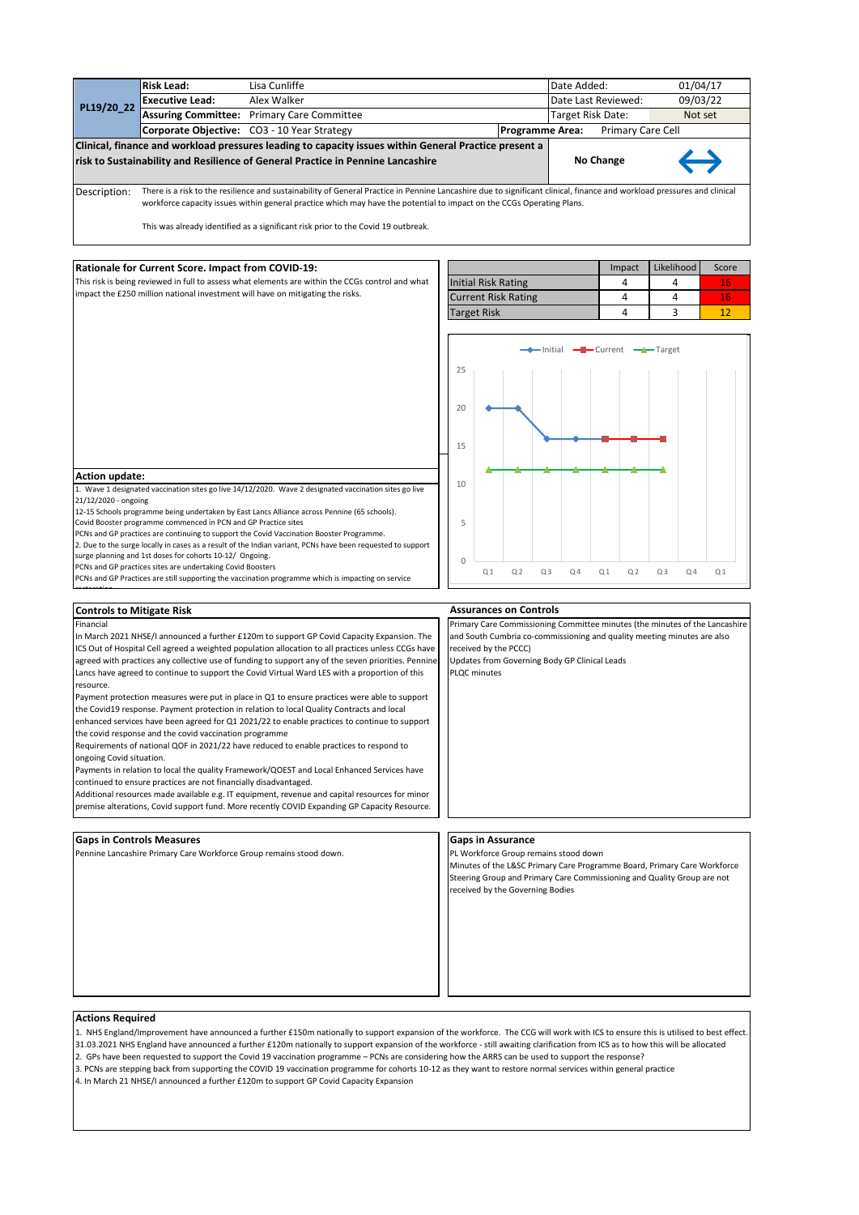| PL19/20_22 | Risk Lead: | Lisa Cunliffe | Date Added: | 01/04/17 |
|---|---|---|---|---|
| | Executive Lead: | Alex Walker | Date Last Reviewed: | 09/03/22 |
| | Assuring Committee: | Primary Care Committee | Target Risk Date: | Not set |
| | Corporate Objective: | CO3 - 10 Year Strategy | Programme Area: | Primary Care Cell |

**Clinical, finance and workload pressures leading to capacity issues within General Practice present a risk to Sustainability and Resilience of General Practice in Pennine Lancashire**

**No Change** ↔

Description: There is a risk to the resilience and sustainability of General Practice in Pennine Lancashire due to significant clinical, finance and workload pressures and clinical workforce capacity issues within general practice which may have the potential to impact on the CCGs Operating Plans.

This was already identified as a significant risk prior to the Covid 19 outbreak.

## Rationale for Current Score. Impact from COVID-19:

This risk is being reviewed in full to assess what elements are within the CCGs control and what impact the £250 million national investment will have on mitigating the risks.

| | Impact | Likelihood | Score |
|---|---|---|---|
| Initial Risk Rating | 4 | 4 | 16 |
| Current Risk Rating | 4 | 4 | 16 |
| Target Risk | 4 | 3 | 12 |

| | Q1 | Q2 | Q3 | Q4 | Q1 | Q2 | Q3 | Q4 | Q1 |
|---|---|---|---|---|---|---|---|---|---|
| Initial | 20 | 20 | 16 | 16 | 16 | | | | |
| Current | | | | | 16 | 16 | 16 | | |
| Target | 12 | 12 | 12 | 12 | 12 | 12 | 12 | | |

## Action update:

1. Wave 1 designated vaccination sites go live 14/12/2020. Wave 2 designated vaccination sites go live 21/12/2020 - ongoing
12-15 Schools programme being undertaken by East Lancs Alliance across Pennine (65 schools).
Covid Booster programme commenced in PCN and GP Practice sites
PCNs and GP practices are continuing to support the Covid Vaccination Booster Programme.
2. Due to the surge locally in cases as a result of the Indian variant, PCNs have been requested to support surge planning and 1st doses for cohorts 10-12/ Ongoing.
PCNs and GP practices sites are undertaking Covid Boosters
PCNs and GP Practices are still supporting the vaccination programme which is impacting on service restoration

## Controls to Mitigate Risk

Financial
In March 2021 NHSE/I announced a further £120m to support GP Covid Capacity Expansion. The ICS Out of Hospital Cell agreed a weighted population allocation to all practices unless CCGs have agreed with practices any collective use of funding to support any of the seven priorities. Pennine Lancs have agreed to continue to support the Covid Virtual Ward LES with a proportion of this resource.
Payment protection measures were put in place in Q1 to ensure practices were able to support the Covid19 response. Payment protection in relation to local Quality Contracts and local enhanced services have been agreed for Q1 2021/22 to enable practices to continue to support the covid response and the covid vaccination programme
Requirements of national QOF in 2021/22 have reduced to enable practices to respond to ongoing Covid situation.
Payments in relation to local the quality Framework/QOEST and Local Enhanced Services have continued to ensure practices are not financially disadvantaged.
Additional resources made available e.g. IT equipment, revenue and capital resources for minor premise alterations, Covid support fund. More recently COVID Expanding GP Capacity Resource.

## Assurances on Controls

Primary Care Commissioning Committee minutes (the minutes of the Lancashire and South Cumbria co-commissioning and quality meeting minutes are also received by the PCCC)
Updates from Governing Body GP Clinical Leads
PLQC minutes

## Gaps in Controls Measures

Pennine Lancashire Primary Care Workforce Group remains stood down.

## Gaps in Assurance

PL Workforce Group remains stood down
Minutes of the L&SC Primary Care Programme Board, Primary Care Workforce Steering Group and Primary Care Commissioning and Quality Group are not received by the Governing Bodies

## Actions Required

1. NHS England/Improvement have announced a further £150m nationally to support expansion of the workforce. The CCG will work with ICS to ensure this is utilised to best effect.
31.03.2021 NHS England have announced a further £120m nationally to support expansion of the workforce - still awaiting clarification from ICS as to how this will be allocated
2. GPs have been requested to support the Covid 19 vaccination programme – PCNs are considering how the ARRS can be used to support the response?
3. PCNs are stepping back from supporting the COVID 19 vaccination programme for cohorts 10-12 as they want to restore normal services within general practice
4. In March 21 NHSE/I announced a further £120m to support GP Covid Capacity Expansion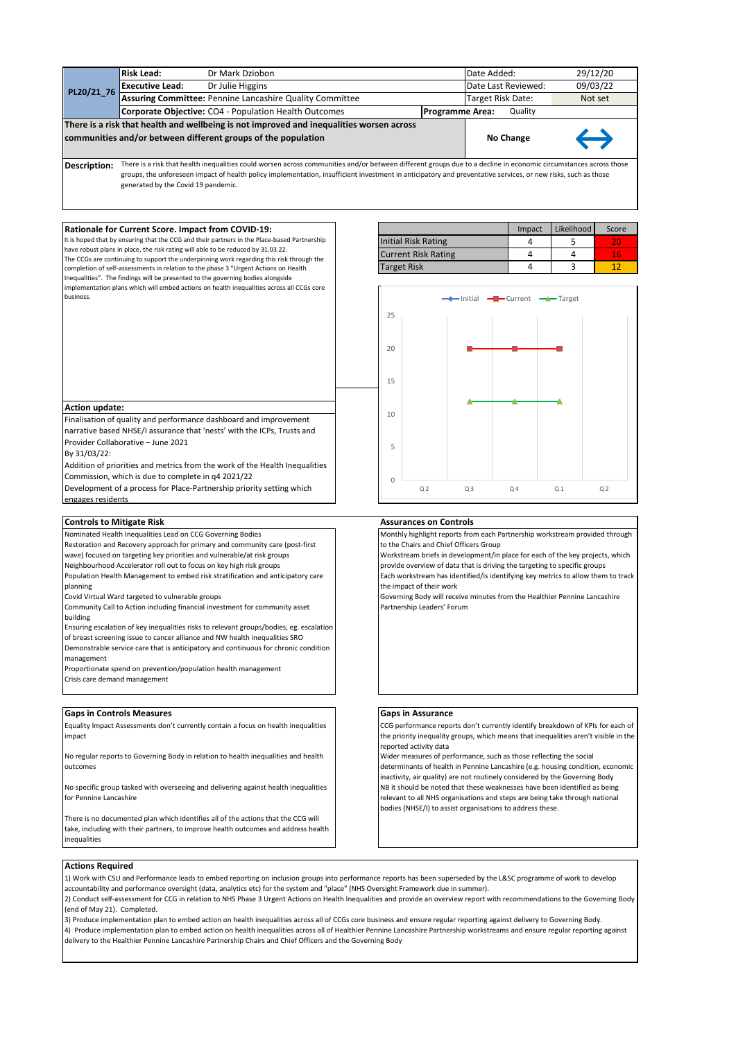| PL20/21_76 | **Risk Lead:** | Dr Mark Dziobon | Date Added: | 29/12/20 |
|---|---|---|---|---|
| | **Executive Lead:** | Dr Julie Higgins | Date Last Reviewed: | 09/03/22 |
| | **Assuring Committee:** Pennine Lancashire Quality Committee | | Target Risk Date: | Not set |
| | **Corporate Objective:** CO4 - Population Health Outcomes | | **Programme Area:** | Quality |

**There is a risk that health and wellbeing is not improved and inequalities worsen across communities and/or between different groups of the population**

**No Change** ↔

**Description:** There is a risk that health inequalities could worsen across communities and/or between different groups due to a decline in economic circumstances across those groups, the unforeseen impact of health policy implementation, insufficient investment in anticipatory and preventative services, or new risks, such as those generated by the Covid 19 pandemic.

### Rationale for Current Score. Impact from COVID-19:

It is hoped that by ensuring that the CCG and their partners in the Place-based Partnership have robust plans in place, the risk rating will able to be reduced by 31.03.22.
The CCGs are continuing to support the underpinning work regarding this risk through the completion of self-assessments in relation to the phase 3 "Urgent Actions on Health Inequalities". The findings will be presented to the governing bodies alongside implementation plans which will embed actions on health inequalities across all CCGs core business.

| | Impact | Likelihood | Score |
|---|---|---|---|
| Initial Risk Rating | 4 | 5 | 20 |
| Current Risk Rating | 4 | 4 | 16 |
| Target Risk | 4 | 3 | 12 |

### Action update:

Finalisation of quality and performance dashboard and improvement narrative based NHSE/I assurance that 'nests' with the ICPs, Trusts and Provider Collaborative – June 2021
By 31/03/22:
Addition of priorities and metrics from the work of the Health Inequalities Commission, which is due to complete in q4 2021/22
Development of a process for Place-Partnership priority setting which engages residents

### Controls to Mitigate Risk

Nominated Health Inequalities Lead on CCG Governing Bodies
Restoration and Recovery approach for primary and community care (post-first wave) focused on targeting key priorities and vulnerable/at risk groups
Neighbourhood Accelerator roll out to focus on key high risk groups
Population Health Management to embed risk stratification and anticipatory care planning
Covid Virtual Ward targeted to vulnerable groups
Community Call to Action including financial investment for community asset building
Ensuring escalation of key inequalities risks to relevant groups/bodies, eg. escalation of breast screening issue to cancer alliance and NW health inequalities SRO
Demonstrable service care that is anticipatory and continuous for chronic condition management
Proportionate spend on prevention/population health management
Crisis care demand management

### Assurances on Controls

Monthly highlight reports from each Partnership workstream provided through to the Chairs and Chief Officers Group
Workstream briefs in development/in place for each of the key projects, which provide overview of data that is driving the targeting to specific groups
Each workstream has identified/is identifying key metrics to allow them to track the impact of their work
Governing Body will receive minutes from the Healthier Pennine Lancashire Partnership Leaders' Forum

### Gaps in Controls Measures

Equality Impact Assessments don't currently contain a focus on health inequalities impact

No regular reports to Governing Body in relation to health inequalities and health outcomes

No specific group tasked with overseeing and delivering against health inequalities for Pennine Lancashire

There is no documented plan which identifies all of the actions that the CCG will take, including with their partners, to improve health outcomes and address health inequalities

### Gaps in Assurance

CCG performance reports don't currently identify breakdown of KPIs for each of the priority inequality groups, which means that inequalities aren't visible in the reported activity data
Wider measures of performance, such as those reflecting the social determinants of health in Pennine Lancashire (e.g. housing condition, economic inactivity, air quality) are not routinely considered by the Governing Body
NB it should be noted that these weaknesses have been identified as being relevant to all NHS organisations and steps are being take through national bodies (NHSE/I) to assist organisations to address these.

### Actions Required

1) Work with CSU and Performance leads to embed reporting on inclusion groups into performance reports has been superseded by the L&SC programme of work to develop accountability and performance oversight (data, analytics etc) for the system and "place" (NHS Oversight Framework due in summer).
2) Conduct self-assessment for CCG in relation to NHS Phase 3 Urgent Actions on Health Inequalities and provide an overview report with recommendations to the Governing Body (end of May 21). Completed.
3) Produce implementation plan to embed action on health inequalities across all of CCGs core business and ensure regular reporting against delivery to Governing Body.
4) Produce implementation plan to embed action on health inequalities across all of Healthier Pennine Lancashire Partnership workstreams and ensure regular reporting against delivery to the Healthier Pennine Lancashire Partnership Chairs and Chief Officers and the Governing Body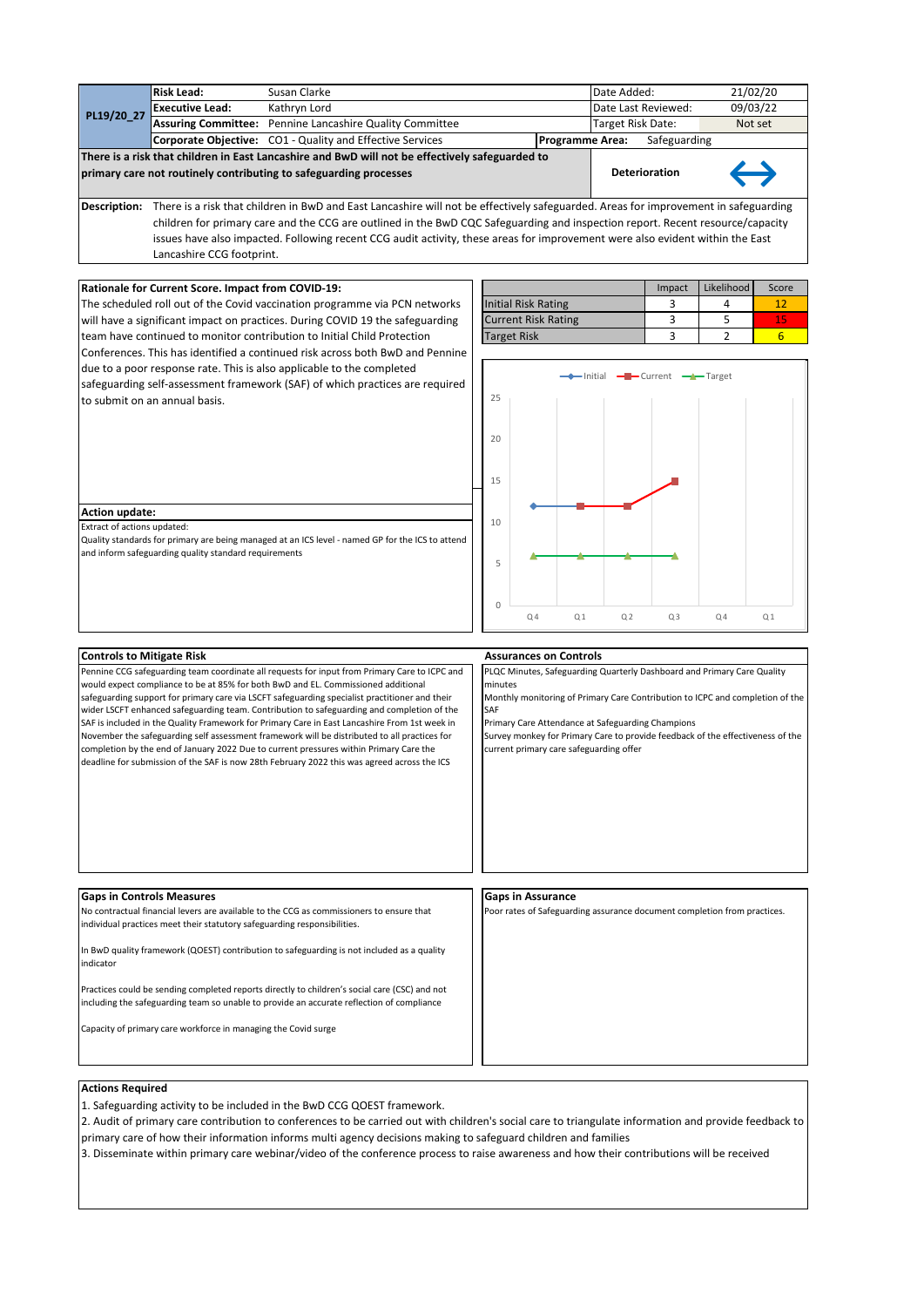| PL19/20_27 | Risk Lead: | Susan Clarke | | Date Added: | 21/02/20 |
|---|---|---|---|---|---|
| | Executive Lead: | Kathryn Lord | | Date Last Reviewed: | 09/03/22 |
| | Assuring Committee: | Pennine Lancashire Quality Committee | | Target Risk Date: | Not set |
| | Corporate Objective: | CO1 - Quality and Effective Services | Programme Area: | Safeguarding | |

**There is a risk that children in East Lancashire and BwD will not be effectively safeguarded to primary care not routinely contributing to safeguarding processes**

**Deterioration** ↔

**Description:** There is a risk that children in BwD and East Lancashire will not be effectively safeguarded. Areas for improvement in safeguarding children for primary care and the CCG are outlined in the BwD CQC Safeguarding and inspection report. Recent resource/capacity issues have also impacted. Following recent CCG audit activity, these areas for improvement were also evident within the East Lancashire CCG footprint.

**Rationale for Current Score. Impact from COVID-19:**

The scheduled roll out of the Covid vaccination programme via PCN networks will have a significant impact on practices. During COVID 19 the safeguarding team have continued to monitor contribution to Initial Child Protection Conferences. This has identified a continued risk across both BwD and Pennine due to a poor response rate. This is also applicable to the completed safeguarding self-assessment framework (SAF) of which practices are required to submit on an annual basis.

| | Impact | Likelihood | Score |
|---|---|---|---|
| Initial Risk Rating | 3 | 4 | 12 |
| Current Risk Rating | 3 | 5 | 15 |
| Target Risk | 3 | 2 | 6 |

**Action update:**

Extract of actions updated:

Quality standards for primary are being managed at an ICS level - named GP for the ICS to attend and inform safeguarding quality standard requirements

**Controls to Mitigate Risk**

Pennine CCG safeguarding team coordinate all requests for input from Primary Care to ICPC and would expect compliance to be at 85% for both BwD and EL. Commissioned additional safeguarding support for primary care via LSCFT safeguarding specialist practitioner and their wider LSCFT enhanced safeguarding team. Contribution to safeguarding and completion of the SAF is included in the Quality Framework for Primary Care in East Lancashire From 1st week in November the safeguarding self assessment framework will be distributed to all practices for completion by the end of January 2022 Due to current pressures within Primary Care the deadline for submission of the SAF is now 28th February 2022 this was agreed across the ICS

**Assurances on Controls**

PLQC Minutes, Safeguarding Quarterly Dashboard and Primary Care Quality minutes

Monthly monitoring of Primary Care Contribution to ICPC and completion of the SAF

Primary Care Attendance at Safeguarding Champions

Survey monkey for Primary Care to provide feedback of the effectiveness of the current primary care safeguarding offer

**Gaps in Controls Measures**

No contractual financial levers are available to the CCG as commissioners to ensure that individual practices meet their statutory safeguarding responsibilities.

In BwD quality framework (QOEST) contribution to safeguarding is not included as a quality indicator

Practices could be sending completed reports directly to children's social care (CSC) and not including the safeguarding team so unable to provide an accurate reflection of compliance

Capacity of primary care workforce in managing the Covid surge

**Gaps in Assurance**

Poor rates of Safeguarding assurance document completion from practices.

**Actions Required**

1. Safeguarding activity to be included in the BwD CCG QOEST framework.
2. Audit of primary care contribution to conferences to be carried out with children's social care to triangulate information and provide feedback to primary care of how their information informs multi agency decisions making to safeguard children and families
3. Disseminate within primary care webinar/video of the conference process to raise awareness and how their contributions will be received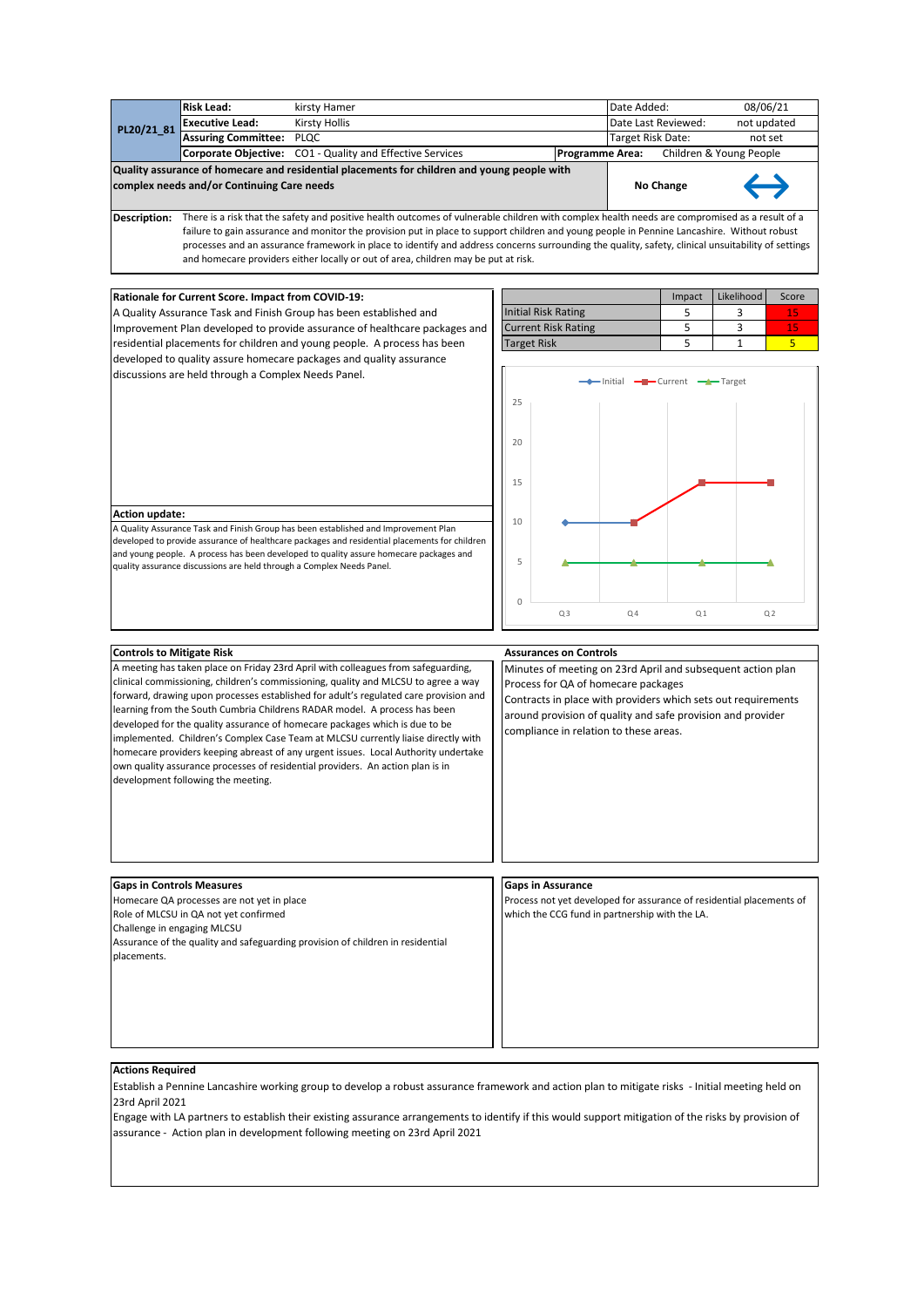| PL20/21_81 | **Risk Lead:** | kirsty Hamer | Date Added: | 08/06/21 |
|---|---|---|---|---|
| | **Executive Lead:** | Kirsty Hollis | Date Last Reviewed: | not updated |
| | **Assuring Committee:** | PLQC | Target Risk Date: | not set |
| | **Corporate Objective:** | CO1 - Quality and Effective Services | **Programme Area:** | Children & Young People |

**Quality assurance of homecare and residential placements for children and young people with complex needs and/or Continuing Care needs**

**No Change**

**Description:** There is a risk that the safety and positive health outcomes of vulnerable children with complex health needs are compromised as a result of a failure to gain assurance and monitor the provision put in place to support children and young people in Pennine Lancashire. Without robust processes and an assurance framework in place to identify and address concerns surrounding the quality, safety, clinical unsuitability of settings and homecare providers either locally or out of area, children may be put at risk.

**Rationale for Current Score. Impact from COVID-19:**

A Quality Assurance Task and Finish Group has been established and Improvement Plan developed to provide assurance of healthcare packages and residential placements for children and young people. A process has been developed to quality assure homecare packages and quality assurance discussions are held through a Complex Needs Panel.

| | Impact | Likelihood | Score |
|---|---|---|---|
| Initial Risk Rating | 5 | 3 | 15 |
| Current Risk Rating | 5 | 3 | 15 |
| Target Risk | 5 | 1 | 5 |

| | Q3 | Q4 | Q1 | Q2 |
|---|---|---|---|---|
| Initial | 10 | 10 | | |
| Current | | 10 | 15 | 15 |
| Target | 5 | 5 | 5 | 5 |

**Action update:**

A Quality Assurance Task and Finish Group has been established and Improvement Plan developed to provide assurance of healthcare packages and residential placements for children and young people. A process has been developed to quality assure homecare packages and quality assurance discussions are held through a Complex Needs Panel.

**Controls to Mitigate Risk**

A meeting has taken place on Friday 23rd April with colleagues from safeguarding, clinical commissioning, children's commissioning, quality and MLCSU to agree a way forward, drawing upon processes established for adult's regulated care provision and learning from the South Cumbria Childrens RADAR model. A process has been developed for the quality assurance of homecare packages which is due to be implemented. Children's Complex Case Team at MLCSU currently liaise directly with homecare providers keeping abreast of any urgent issues. Local Authority undertake own quality assurance processes of residential providers. An action plan is in development following the meeting.

**Assurances on Controls**

Minutes of meeting on 23rd April and subsequent action plan
Process for QA of homecare packages
Contracts in place with providers which sets out requirements around provision of quality and safe provision and provider compliance in relation to these areas.

**Gaps in Controls Measures**

Homecare QA processes are not yet in place
Role of MLCSU in QA not yet confirmed
Challenge in engaging MLCSU
Assurance of the quality and safeguarding provision of children in residential placements.

**Gaps in Assurance**

Process not yet developed for assurance of residential placements of which the CCG fund in partnership with the LA.

**Actions Required**

Establish a Pennine Lancashire working group to develop a robust assurance framework and action plan to mitigate risks - Initial meeting held on 23rd April 2021

Engage with LA partners to establish their existing assurance arrangements to identify if this would support mitigation of the risks by provision of assurance - Action plan in development following meeting on 23rd April 2021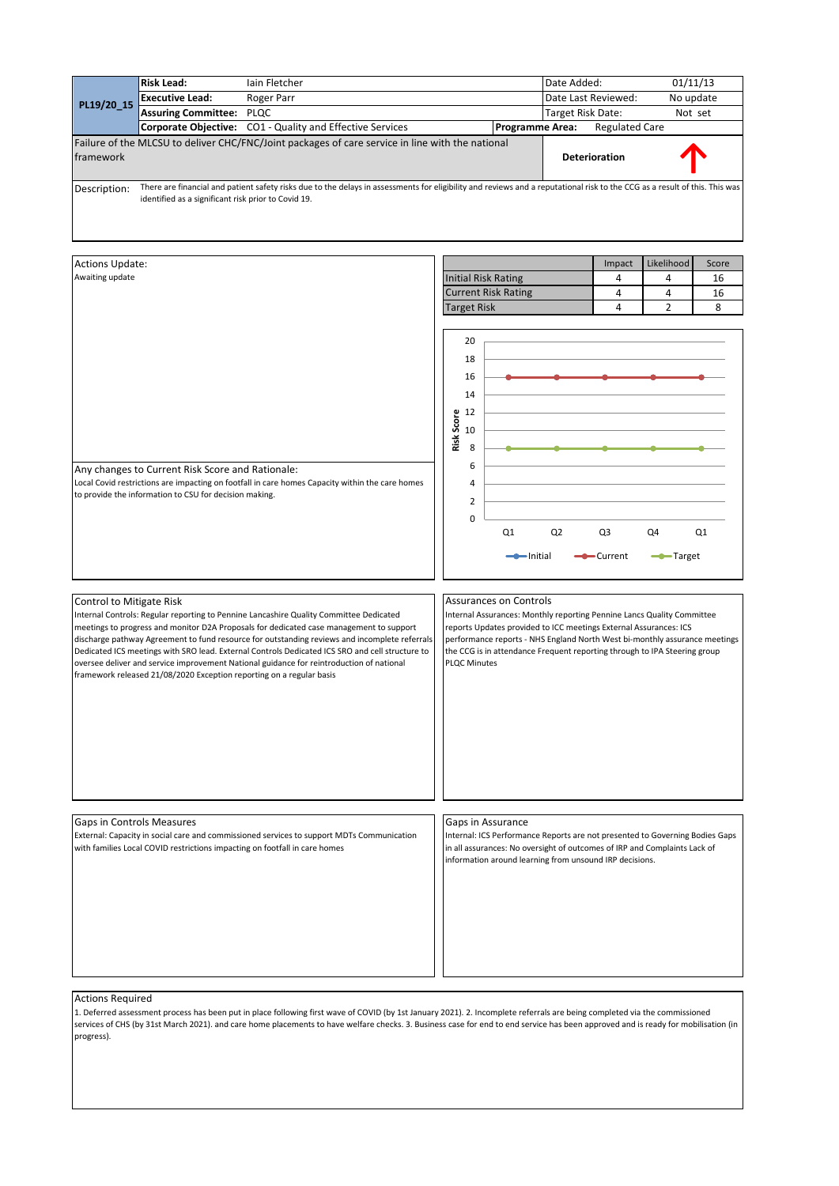| PL19/20_15 | **Risk Lead:** | Iain Fletcher | Date Added: | 01/11/13 |
|---|---|---|---|---|
| | **Executive Lead:** | Roger Parr | Date Last Reviewed: | No update |
| | **Assuring Committee:** | PLQC | Target Risk Date: | Not set |
| | **Corporate Objective:** | CO1 - Quality and Effective Services | **Programme Area:** | Regulated Care |

Failure of the MLCSU to deliver CHC/FNC/Joint packages of care service in line with the national framework

**Deterioration** ↑

Description: There are financial and patient safety risks due to the delays in assessments for eligibility and reviews and a reputational risk to the CCG as a result of this. This was identified as a significant risk prior to Covid 19.

## Actions Update:

Awaiting update

| | Impact | Likelihood | Score |
|---|---|---|---|
| Initial Risk Rating | 4 | 4 | 16 |
| Current Risk Rating | 4 | 4 | 16 |
| Target Risk | 4 | 2 | 8 |

| Risk Score | Q1 | Q2 | Q3 | Q4 | Q1 |
|---|---|---|---|---|---|
| Current | 16 | 16 | 16 | 16 | 16 |
| Target | 8 | 8 | 8 | 8 | 8 |

## Any changes to Current Risk Score and Rationale:

Local Covid restrictions are impacting on footfall in care homes Capacity within the care homes to provide the information to CSU for decision making.

## Control to Mitigate Risk

Internal Controls: Regular reporting to Pennine Lancashire Quality Committee Dedicated meetings to progress and monitor D2A Proposals for dedicated case management to support discharge pathway Agreement to fund resource for outstanding reviews and incomplete referrals Dedicated ICS meetings with SRO lead. External Controls Dedicated ICS SRO and cell structure to oversee deliver and service improvement National guidance for reintroduction of national framework released 21/08/2020 Exception reporting on a regular basis

## Assurances on Controls

Internal Assurances: Monthly reporting Pennine Lancs Quality Committee reports Updates provided to ICC meetings External Assurances: ICS performance reports - NHS England North West bi-monthly assurance meetings the CCG is in attendance Frequent reporting through to IPA Steering group PLQC Minutes

## Gaps in Controls Measures

External: Capacity in social care and commissioned services to support MDTs Communication with families Local COVID restrictions impacting on footfall in care homes

## Gaps in Assurance

Internal: ICS Performance Reports are not presented to Governing Bodies Gaps in all assurances: No oversight of outcomes of IRP and Complaints Lack of information around learning from unsound IRP decisions.

## Actions Required

1. Deferred assessment process has been put in place following first wave of COVID (by 1st January 2021). 2. Incomplete referrals are being completed via the commissioned services of CHS (by 31st March 2021). and care home placements to have welfare checks. 3. Business case for end to end service has been approved and is ready for mobilisation (in progress).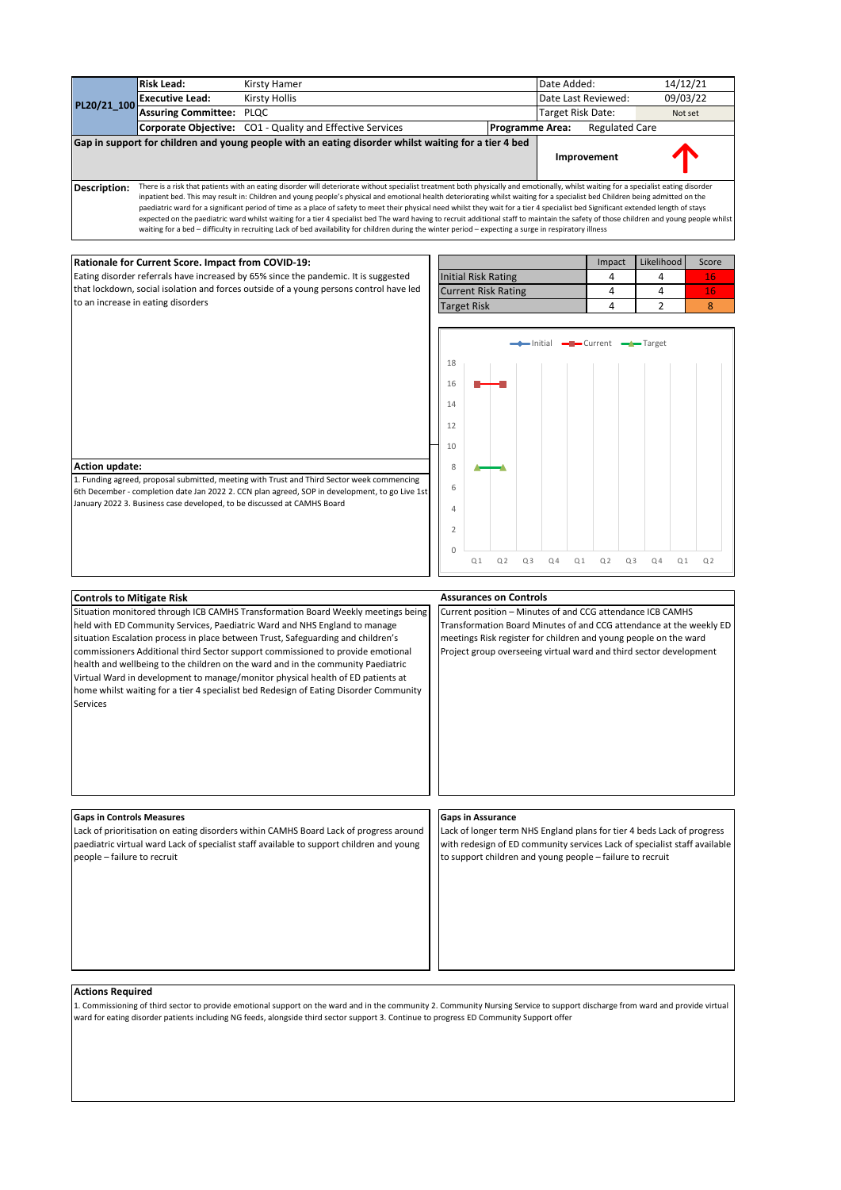| PL20/21_100 | Risk Lead: | Kirsty Hamer | | Date Added: | 14/12/21 |
|---|---|---|---|---|---|
| | Executive Lead: | Kirsty Hollis | | Date Last Reviewed: | 09/03/22 |
| | Assuring Committee: | PLQC | | Target Risk Date: | Not set |
| | Corporate Objective: | CO1 - Quality and Effective Services | Programme Area: | Regulated Care | |

**Gap in support for children and young people with an eating disorder whilst waiting for a tier 4 bed**

**Improvement** ↑

**Description:** There is a risk that patients with an eating disorder will deteriorate without specialist treatment both physically and emotionally, whilst waiting for a specialist eating disorder inpatient bed. This may result in: Children and young people's physical and emotional health deteriorating whilst waiting for a specialist bed Children being admitted on the paediatric ward for a significant period of time as a place of safety to meet their physical need whilst they wait for a tier 4 specialist bed Significant extended length of stays expected on the paediatric ward whilst waiting for a tier 4 specialist bed The ward having to recruit additional staff to maintain the safety of those children and young people whilst waiting for a bed – difficulty in recruiting Lack of bed availability for children during the winter period – expecting a surge in respiratory illness

## Rationale for Current Score. Impact from COVID-19:

Eating disorder referrals have increased by 65% since the pandemic. It is suggested that lockdown, social isolation and forces outside of a young persons control have led to an increase in eating disorders

| | Impact | Likelihood | Score |
|---|---|---|---|
| Initial Risk Rating | 4 | 4 | 16 |
| Current Risk Rating | 4 | 4 | 16 |
| Target Risk | 4 | 2 | 8 |

Initial
Current
Target
18
16
14
12
10
8
6
4
2
0
Q1 Q2 Q3 Q4 Q1 Q2 Q3 Q4 Q1 Q2

## Action update:

1. Funding agreed, proposal submitted, meeting with Trust and Third Sector week commencing 6th December - completion date Jan 2022 2. CCN plan agreed, SOP in development, to go Live 1st January 2022 3. Business case developed, to be discussed at CAMHS Board

## Controls to Mitigate Risk

Situation monitored through ICB CAMHS Transformation Board Weekly meetings being held with ED Community Services, Paediatric Ward and NHS England to manage situation Escalation process in place between Trust, Safeguarding and children's commissioners Additional third Sector support commissioned to provide emotional health and wellbeing to the children on the ward and in the community Paediatric Virtual Ward in development to manage/monitor physical health of ED patients at home whilst waiting for a tier 4 specialist bed Redesign of Eating Disorder Community Services

## Assurances on Controls

Current position – Minutes of and CCG attendance ICB CAMHS Transformation Board Minutes of and CCG attendance at the weekly ED meetings Risk register for children and young people on the ward Project group overseeing virtual ward and third sector development

## Gaps in Controls Measures

Lack of prioritisation on eating disorders within CAMHS Board Lack of progress around paediatric virtual ward Lack of specialist staff available to support children and young people – failure to recruit

## Gaps in Assurance

Lack of longer term NHS England plans for tier 4 beds Lack of progress with redesign of ED community services Lack of specialist staff available to support children and young people – failure to recruit

## Actions Required

1. Commissioning of third sector to provide emotional support on the ward and in the community 2. Community Nursing Service to support discharge from ward and provide virtual ward for eating disorder patients including NG feeds, alongside third sector support 3. Continue to progress ED Community Support offer